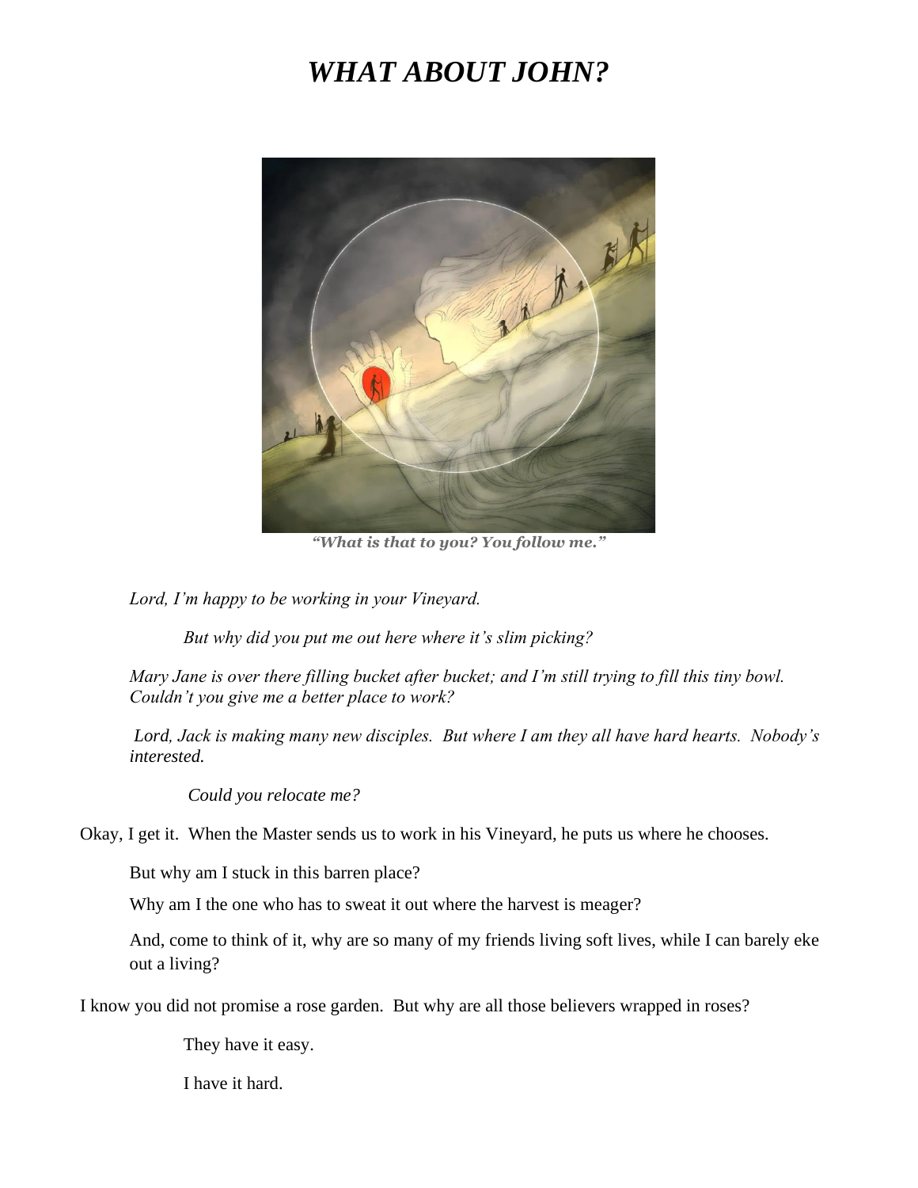# *WHAT ABOUT JOHN?*

***"What is that to you? You follow me."***

*Lord, I'm happy to be working in your Vineyard.*

*But why did you put me out here where it's slim picking?*

*Mary Jane is over there filling bucket after bucket; and I'm still trying to fill this tiny bowl. Couldn't you give me a better place to work?*

*Lord, Jack is making many new disciples. But where I am they all have hard hearts. Nobody's interested.*

*Could you relocate me?*

Okay, I get it. When the Master sends us to work in his Vineyard, he puts us where he chooses.

But why am I stuck in this barren place?

Why am I the one who has to sweat it out where the harvest is meager?

And, come to think of it, why are so many of my friends living soft lives, while I can barely eke out a living?

I know you did not promise a rose garden. But why are all those believers wrapped in roses?

They have it easy.

I have it hard.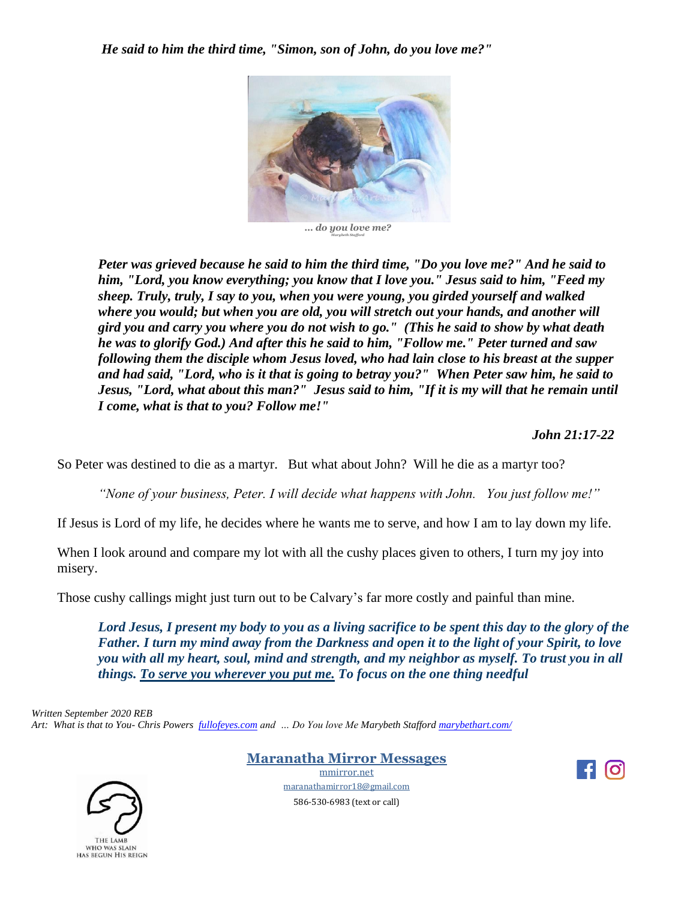*He said to him the third time, "Simon, son of John, do you love me?"*

*... do you love me?*
*Marybeth Stafford*

***Peter was grieved because he said to him the third time, "Do you love me?" And he said to him, "Lord, you know everything; you know that I love you." Jesus said to him, "Feed my sheep. Truly, truly, I say to you, when you were young, you girded yourself and walked where you would; but when you are old, you will stretch out your hands, and another will gird you and carry you where you do not wish to go." (This he said to show by what death he was to glorify God.) And after this he said to him, "Follow me." Peter turned and saw following them the disciple whom Jesus loved, who had lain close to his breast at the supper and had said, "Lord, who is it that is going to betray you?" When Peter saw him, he said to Jesus, "Lord, what about this man?" Jesus said to him, "If it is my will that he remain until I come, what is that to you? Follow me!"***

***John 21:17-22***

So Peter was destined to die as a martyr. But what about John? Will he die as a martyr too?

*"None of your business, Peter. I will decide what happens with John. You just follow me!"*

If Jesus is Lord of my life, he decides where he wants me to serve, and how I am to lay down my life.

When I look around and compare my lot with all the cushy places given to others, I turn my joy into misery.

Those cushy callings might just turn out to be Calvary's far more costly and painful than mine.

***Lord Jesus, I present my body to you as a living sacrifice to be spent this day to the glory of the Father. I turn my mind away from the Darkness and open it to the light of your Spirit, to love you with all my heart, soul, mind and strength, and my neighbor as myself. To trust you in all things. <u>To serve you wherever you put me.</u> To focus on the one thing needful***

*Written September 2020 REB*
*Art: What is that to You- Chris Powers fullofeyes.com and ... Do You love Me Marybeth Stafford marybethart.com/*

**Maranatha Mirror Messages**
mmirror.net
maranathamirror18@gmail.com
586-530-6983 (text or call)

THE LAMB WHO WAS SLAIN HAS BEGUN HIS REIGN